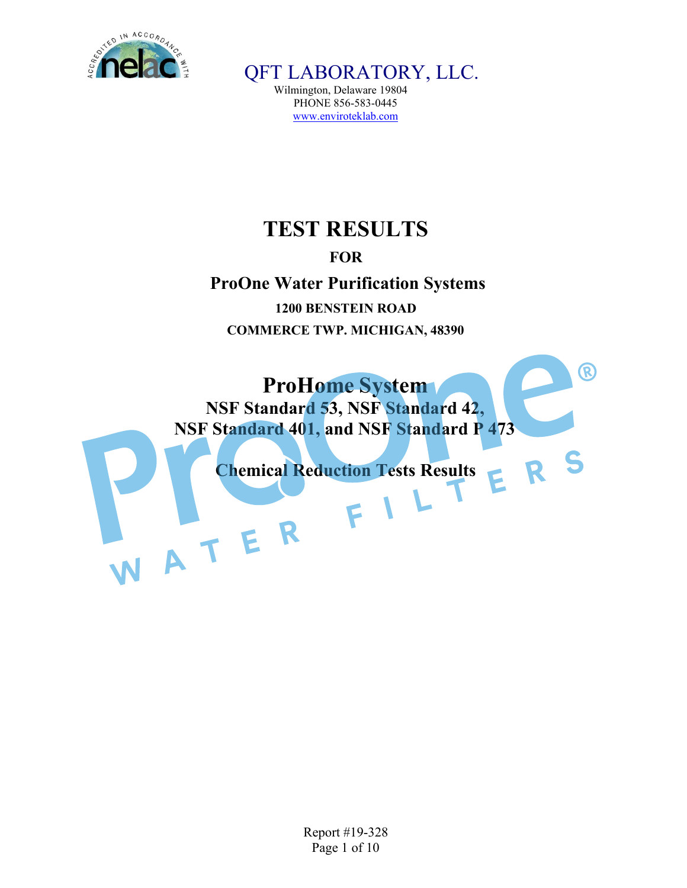# QFT LABORATORY, LLC.

Wilmington, Delaware 19804
PHONE 856-583-0445
www.enviroteklab.com

# TEST RESULTS

## FOR

## ProOne Water Purification Systems

**1200 BENSTEIN ROAD**

**COMMERCE TWP. MICHIGAN, 48390**

## ProHome System

### NSF Standard 53, NSF Standard 42, NSF Standard 401, and NSF Standard P 473

### Chemical Reduction Tests Results

Report #19-328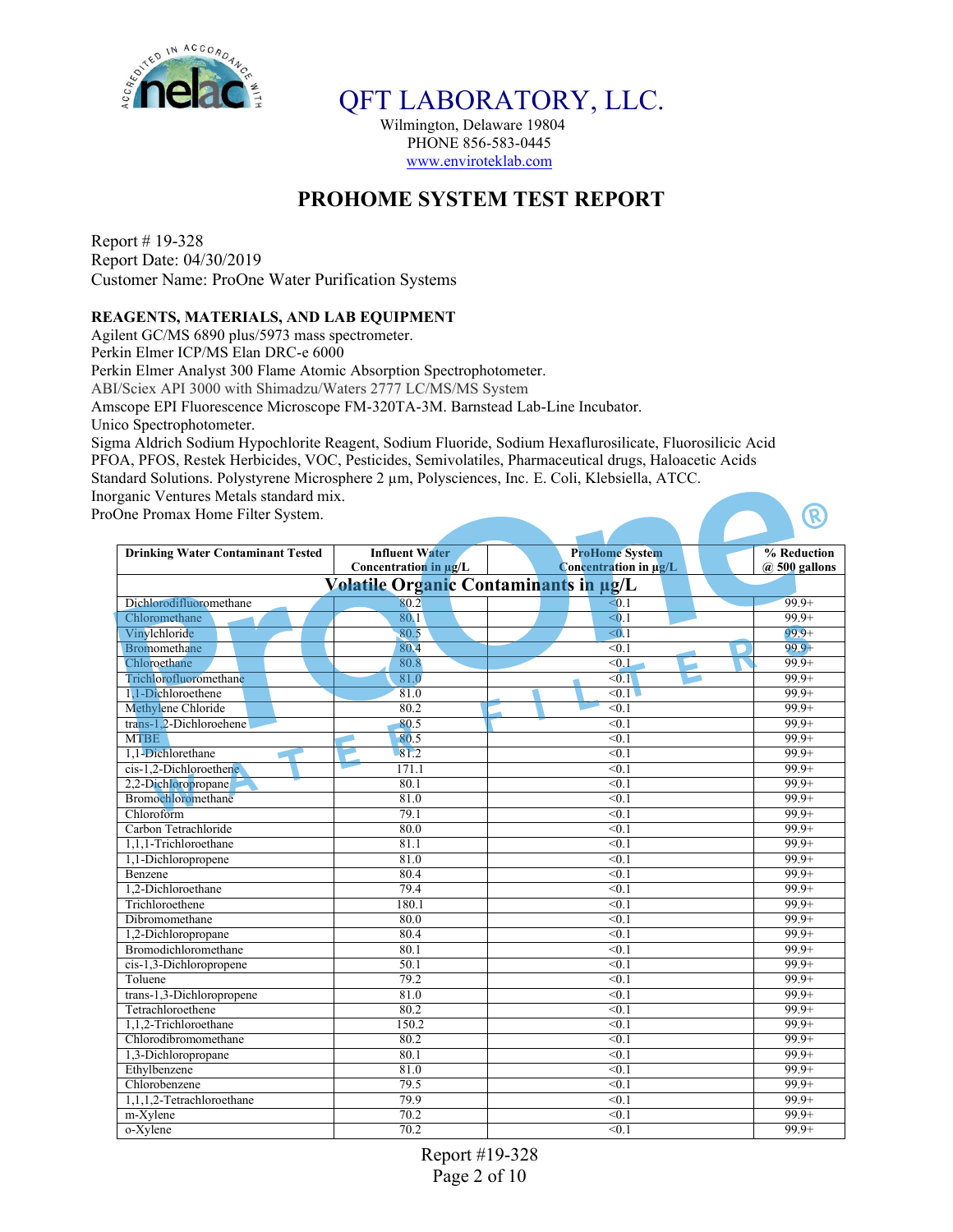# QFT LABORATORY, LLC.

Wilmington, Delaware 19804
PHONE 856-583-0445
www.enviroteklab.com

## PROHOME SYSTEM TEST REPORT

Report # 19-328
Report Date: 04/30/2019
Customer Name: ProOne Water Purification Systems

### REAGENTS, MATERIALS, AND LAB EQUIPMENT

Agilent GC/MS 6890 plus/5973 mass spectrometer.
Perkin Elmer ICP/MS Elan DRC-e 6000
Perkin Elmer Analyst 300 Flame Atomic Absorption Spectrophotometer.
ABI/Sciex API 3000 with Shimadzu/Waters 2777 LC/MS/MS System
Amscope EPI Fluorescence Microscope FM-320TA-3M. Barnstead Lab-Line Incubator.
Unico Spectrophotometer.
Sigma Aldrich Sodium Hypochlorite Reagent, Sodium Fluoride, Sodium Hexaflurosilicate, Fluorosilicic Acid PFOA, PFOS, Restek Herbicides, VOC, Pesticides, Semivolatiles, Pharmaceutical drugs, Haloacetic Acids Standard Solutions. Polystyrene Microsphere 2 µm, Polysciences, Inc. E. Coli, Klebsiella, ATCC.
Inorganic Ventures Metals standard mix.
ProOne Promax Home Filter System.

| Drinking Water Contaminant Tested | Influent Water Concentration in µg/L | ProHome System Concentration in µg/L | % Reduction @ 500 gallons |
|---|---|---|---|
| **Volatile Organic Contaminants in µg/L** | | | |
| Dichlorodifluoromethane | 80.2 | <0.1 | 99.9+ |
| Chloromethane | 80.1 | <0.1 | 99.9+ |
| Vinylchloride | 80.5 | <0.1 | 99.9+ |
| Bromomethane | 80.4 | <0.1 | 99.9+ |
| Chloroethane | 80.8 | <0.1 | 99.9+ |
| Trichlorofluoromethane | 81.0 | <0.1 | 99.9+ |
| 1,1-Dichloroethene | 81.0 | <0.1 | 99.9+ |
| Methylene Chloride | 80.2 | <0.1 | 99.9+ |
| trans-1,2-Dichloroehene | 80.5 | <0.1 | 99.9+ |
| MTBE | 80.5 | <0.1 | 99.9+ |
| 1,1-Dichlorethane | 81.2 | <0.1 | 99.9+ |
| cis-1,2-Dichloroethene | 171.1 | <0.1 | 99.9+ |
| 2,2-Dichloropropane | 80.1 | <0.1 | 99.9+ |
| Bromochloromethane | 81.0 | <0.1 | 99.9+ |
| Chloroform | 79.1 | <0.1 | 99.9+ |
| Carbon Tetrachloride | 80.0 | <0.1 | 99.9+ |
| 1,1,1-Trichloroethane | 81.1 | <0.1 | 99.9+ |
| 1,1-Dichloropropene | 81.0 | <0.1 | 99.9+ |
| Benzene | 80.4 | <0.1 | 99.9+ |
| 1,2-Dichloroethane | 79.4 | <0.1 | 99.9+ |
| Trichloroethene | 180.1 | <0.1 | 99.9+ |
| Dibromomethane | 80.0 | <0.1 | 99.9+ |
| 1,2-Dichloropropane | 80.4 | <0.1 | 99.9+ |
| Bromodichloromethane | 80.1 | <0.1 | 99.9+ |
| cis-1,3-Dichloropropene | 50.1 | <0.1 | 99.9+ |
| Toluene | 79.2 | <0.1 | 99.9+ |
| trans-1,3-Dichloropropene | 81.0 | <0.1 | 99.9+ |
| Tetrachloroethene | 80.2 | <0.1 | 99.9+ |
| 1,1,2-Trichloroethane | 150.2 | <0.1 | 99.9+ |
| Chlorodibromomethane | 80.2 | <0.1 | 99.9+ |
| 1,3-Dichloropropane | 80.1 | <0.1 | 99.9+ |
| Ethylbenzene | 81.0 | <0.1 | 99.9+ |
| Chlorobenzene | 79.5 | <0.1 | 99.9+ |
| 1,1,1,2-Tetrachloroethane | 79.9 | <0.1 | 99.9+ |
| m-Xylene | 70.2 | <0.1 | 99.9+ |
| o-Xylene | 70.2 | <0.1 | 99.9+ |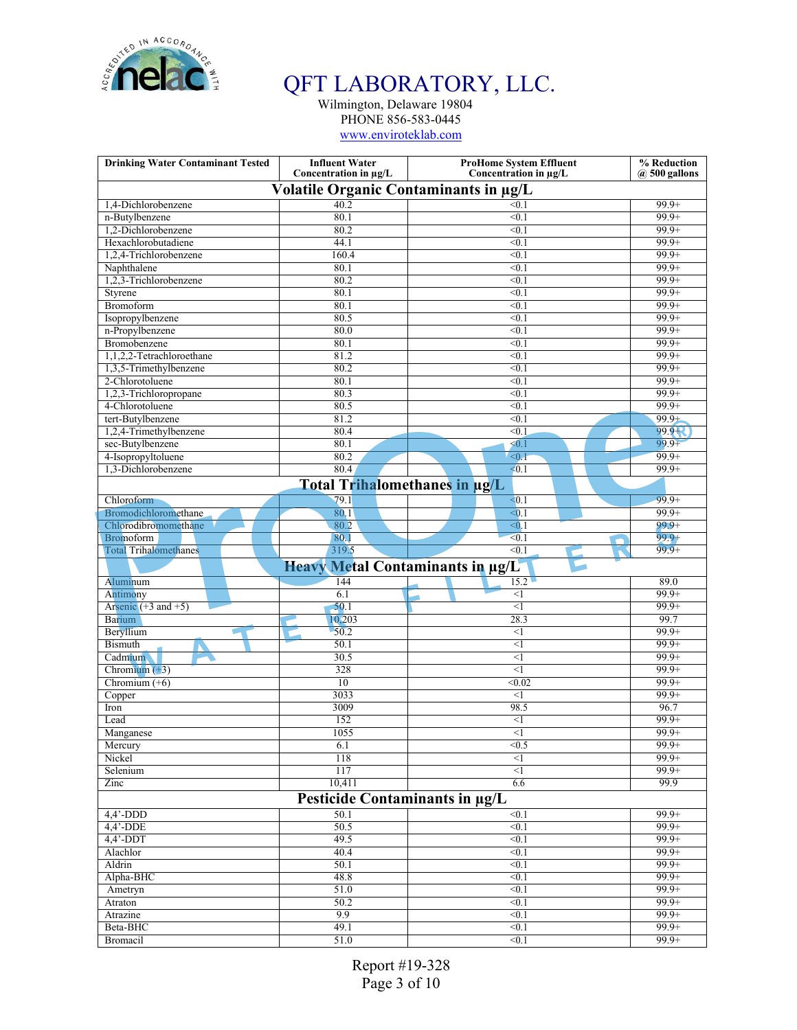# QFT LABORATORY, LLC.

Wilmington, Delaware 19804
PHONE 856-583-0445
www.enviroteklab.com

| Drinking Water Contaminant Tested | Influent Water Concentration in µg/L | ProHome System Effluent Concentration in µg/L | % Reduction @ 500 gallons |
|---|---|---|---|
| **Volatile Organic Contaminants in µg/L** | | | |
| 1,4-Dichlorobenzene | 40.2 | <0.1 | 99.9+ |
| n-Butylbenzene | 80.1 | <0.1 | 99.9+ |
| 1,2-Dichlorobenzene | 80.2 | <0.1 | 99.9+ |
| Hexachlorobutadiene | 44.1 | <0.1 | 99.9+ |
| 1,2,4-Trichlorobenzene | 160.4 | <0.1 | 99.9+ |
| Naphthalene | 80.1 | <0.1 | 99.9+ |
| 1,2,3-Trichlorobenzene | 80.2 | <0.1 | 99.9+ |
| Styrene | 80.1 | <0.1 | 99.9+ |
| Bromoform | 80.1 | <0.1 | 99.9+ |
| Isopropylbenzene | 80.5 | <0.1 | 99.9+ |
| n-Propylbenzene | 80.0 | <0.1 | 99.9+ |
| Bromobenzene | 80.1 | <0.1 | 99.9+ |
| 1,1,2,2-Tetrachloroethane | 81.2 | <0.1 | 99.9+ |
| 1,3,5-Trimethylbenzene | 80.2 | <0.1 | 99.9+ |
| 2-Chlorotoluene | 80.1 | <0.1 | 99.9+ |
| 1,2,3-Trichloropropane | 80.3 | <0.1 | 99.9+ |
| 4-Chlorotoluene | 80.5 | <0.1 | 99.9+ |
| tert-Butylbenzene | 81.2 | <0.1 | 99.9+ |
| 1,2,4-Trimethylbenzene | 80.4 | <0.1 | 99.9+ |
| sec-Butylbenzene | 80.1 | <0.1 | 99.9+ |
| 4-Isopropyltoluene | 80.2 | <0.1 | 99.9+ |
| 1,3-Dichlorobenzene | 80.4 | <0.1 | 99.9+ |
| **Total Trihalomethanes in µg/L** | | | |
| Chloroform | 79.1 | <0.1 | 99.9+ |
| Bromodichloromethane | 80.1 | <0.1 | 99.9+ |
| Chlorodibromomethane | 80.2 | <0.1 | 99.9+ |
| Bromoform | 80.1 | <0.1 | 99.9+ |
| Total Trihalomethanes | 319.5 | <0.1 | 99.9+ |
| **Heavy Metal Contaminants in µg/L** | | | |
| Aluminum | 144 | 15.2 | 89.0 |
| Antimony | 6.1 | <1 | 99.9+ |
| Arsenic (+3 and +5) | 50.1 | <1 | 99.9+ |
| Barium | 10,203 | 28.3 | 99.7 |
| Beryllium | 50.2 | <1 | 99.9+ |
| Bismuth | 50.1 | <1 | 99.9+ |
| Cadmium | 30.5 | <1 | 99.9+ |
| Chromium (+3) | 328 | <1 | 99.9+ |
| Chromium (+6) | 10 | <0.02 | 99.9+ |
| Copper | 3033 | <1 | 99.9+ |
| Iron | 3009 | 98.5 | 96.7 |
| Lead | 152 | <1 | 99.9+ |
| Manganese | 1055 | <1 | 99.9+ |
| Mercury | 6.1 | <0.5 | 99.9+ |
| Nickel | 118 | <1 | 99.9+ |
| Selenium | 117 | <1 | 99.9+ |
| Zinc | 10,411 | 6.6 | 99.9 |
| **Pesticide Contaminants in µg/L** | | | |
| 4,4'-DDD | 50.1 | <0.1 | 99.9+ |
| 4,4'-DDE | 50.5 | <0.1 | 99.9+ |
| 4,4'-DDT | 49.5 | <0.1 | 99.9+ |
| Alachlor | 40.4 | <0.1 | 99.9+ |
| Aldrin | 50.1 | <0.1 | 99.9+ |
| Alpha-BHC | 48.8 | <0.1 | 99.9+ |
| Ametryn | 51.0 | <0.1 | 99.9+ |
| Atraton | 50.2 | <0.1 | 99.9+ |
| Atrazine | 9.9 | <0.1 | 99.9+ |
| Beta-BHC | 49.1 | <0.1 | 99.9+ |
| Bromacil | 51.0 | <0.1 | 99.9+ |

Report #19-328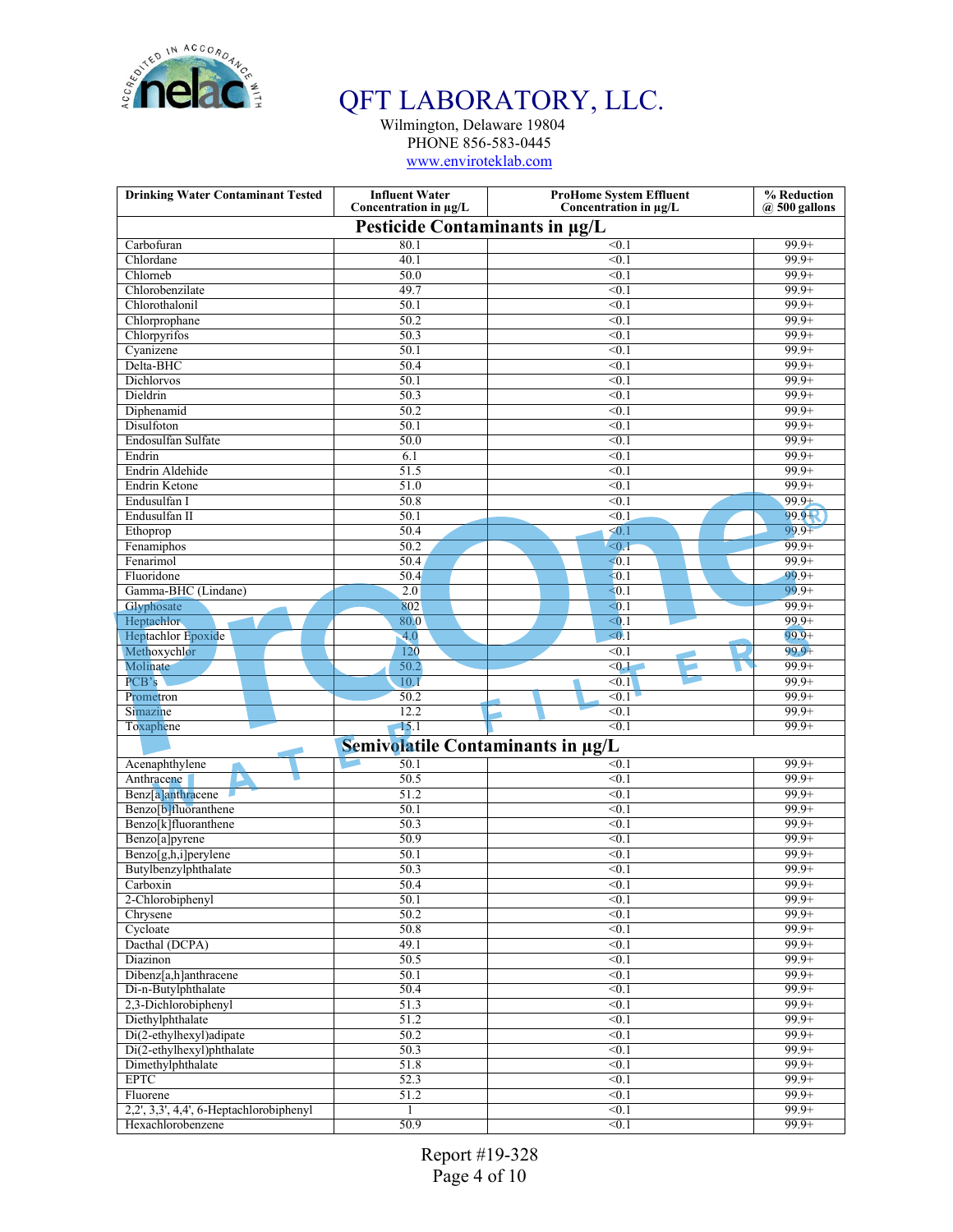# QFT LABORATORY, LLC.

Wilmington, Delaware 19804
PHONE 856-583-0445
www.enviroteklab.com

| Drinking Water Contaminant Tested | Influent Water Concentration in µg/L | ProHome System Effluent Concentration in µg/L | % Reduction @ 500 gallons |
|---|---|---|---|
| **Pesticide Contaminants in µg/L** | | | |
| Carbofuran | 80.1 | <0.1 | 99.9+ |
| Chlordane | 40.1 | <0.1 | 99.9+ |
| Chlorneb | 50.0 | <0.1 | 99.9+ |
| Chlorobenzilate | 49.7 | <0.1 | 99.9+ |
| Chlorothalonil | 50.1 | <0.1 | 99.9+ |
| Chlorprophane | 50.2 | <0.1 | 99.9+ |
| Chlorpyrifos | 50.3 | <0.1 | 99.9+ |
| Cyanizene | 50.1 | <0.1 | 99.9+ |
| Delta-BHC | 50.4 | <0.1 | 99.9+ |
| Dichlorvos | 50.1 | <0.1 | 99.9+ |
| Dieldrin | 50.3 | <0.1 | 99.9+ |
| Diphenamid | 50.2 | <0.1 | 99.9+ |
| Disulfoton | 50.1 | <0.1 | 99.9+ |
| Endosulfan Sulfate | 50.0 | <0.1 | 99.9+ |
| Endrin | 6.1 | <0.1 | 99.9+ |
| Endrin Aldehide | 51.5 | <0.1 | 99.9+ |
| Endrin Ketone | 51.0 | <0.1 | 99.9+ |
| Endusulfan I | 50.8 | <0.1 | 99.9+ |
| Endusulfan II | 50.1 | <0.1 | 99.9+ |
| Ethoprop | 50.4 | <0.1 | 99.9+ |
| Fenamiphos | 50.2 | <0.1 | 99.9+ |
| Fenarimol | 50.4 | <0.1 | 99.9+ |
| Fluoridone | 50.4 | <0.1 | 99.9+ |
| Gamma-BHC (Lindane) | 2.0 | <0.1 | 99.9+ |
| Glyphosate | 802 | <0.1 | 99.9+ |
| Heptachlor | 80.0 | <0.1 | 99.9+ |
| Heptachlor Epoxide | 4.0 | <0.1 | 99.9+ |
| Methoxychlor | 120 | <0.1 | 99.9+ |
| Molinate | 50.2 | <0.1 | 99.9+ |
| PCB's | 10.1 | <0.1 | 99.9+ |
| Prometron | 50.2 | <0.1 | 99.9+ |
| Simazine | 12.2 | <0.1 | 99.9+ |
| Toxaphene | 15.1 | <0.1 | 99.9+ |
| **Semivolatile Contaminants in µg/L** | | | |
| Acenaphthylene | 50.1 | <0.1 | 99.9+ |
| Anthracene | 50.5 | <0.1 | 99.9+ |
| Benz[a]anthracene | 51.2 | <0.1 | 99.9+ |
| Benzo[b]fluoranthene | 50.1 | <0.1 | 99.9+ |
| Benzo[k]fluoranthene | 50.3 | <0.1 | 99.9+ |
| Benzo[a]pyrene | 50.9 | <0.1 | 99.9+ |
| Benzo[g,h,i]perylene | 50.1 | <0.1 | 99.9+ |
| Butylbenzylphthalate | 50.3 | <0.1 | 99.9+ |
| Carboxin | 50.4 | <0.1 | 99.9+ |
| 2-Chlorobiphenyl | 50.1 | <0.1 | 99.9+ |
| Chrysene | 50.2 | <0.1 | 99.9+ |
| Cycloate | 50.8 | <0.1 | 99.9+ |
| Dacthal (DCPA) | 49.1 | <0.1 | 99.9+ |
| Diazinon | 50.5 | <0.1 | 99.9+ |
| Dibenz[a,h]anthracene | 50.1 | <0.1 | 99.9+ |
| Di-n-Butylphthalate | 50.4 | <0.1 | 99.9+ |
| 2,3-Dichlorobiphenyl | 51.3 | <0.1 | 99.9+ |
| Diethylphthalate | 51.2 | <0.1 | 99.9+ |
| Di(2-ethylhexyl)adipate | 50.2 | <0.1 | 99.9+ |
| Di(2-ethylhexyl)phthalate | 50.3 | <0.1 | 99.9+ |
| Dimethylphthalate | 51.8 | <0.1 | 99.9+ |
| EPTC | 52.3 | <0.1 | 99.9+ |
| Fluorene | 51.2 | <0.1 | 99.9+ |
| 2,2', 3,3', 4,4', 6-Heptachlorobiphenyl | 1 | <0.1 | 99.9+ |
| Hexachlorobenzene | 50.9 | <0.1 | 99.9+ |

Report #19-328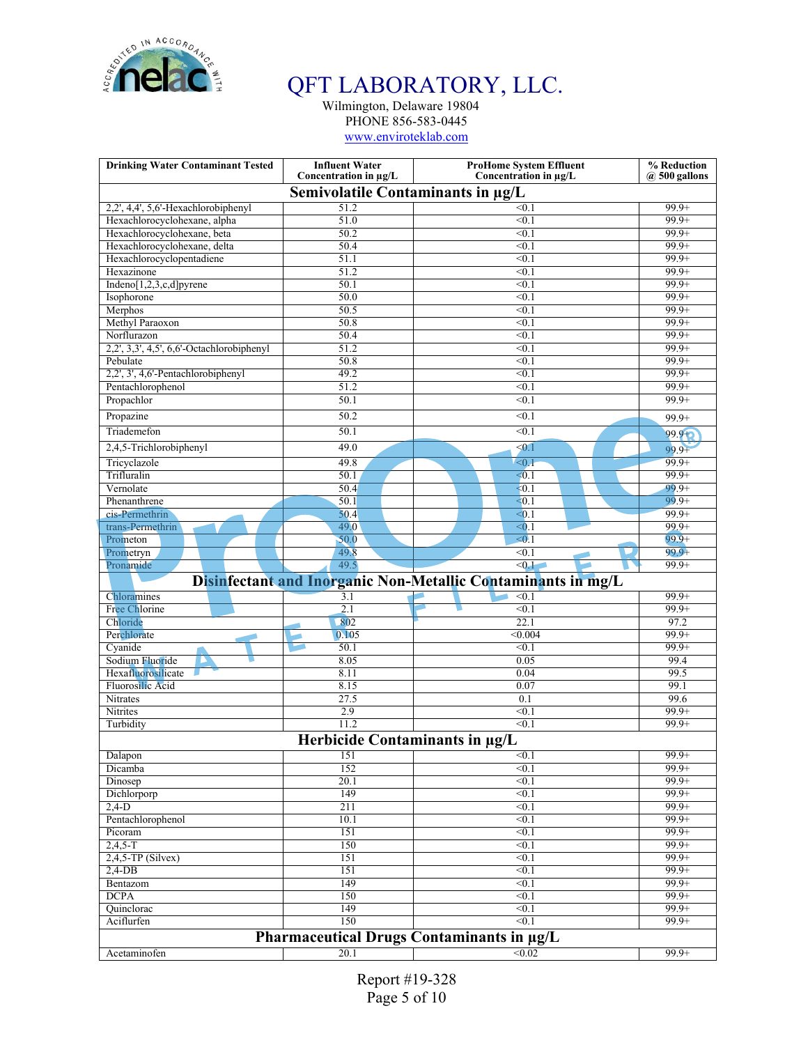# QFT LABORATORY, LLC.

Wilmington, Delaware 19804
PHONE 856-583-0445
www.enviroteklab.com

| Drinking Water Contaminant Tested | Influent Water Concentration in µg/L | ProHome System Effluent Concentration in µg/L | % Reduction @ 500 gallons |
|---|---|---|---|
| **Semivolatile Contaminants in µg/L** | | | |
| 2,2', 4,4', 5,6'-Hexachlorobiphenyl | 51.2 | <0.1 | 99.9+ |
| Hexachlorocyclohexane, alpha | 51.0 | <0.1 | 99.9+ |
| Hexachlorocyclohexane, beta | 50.2 | <0.1 | 99.9+ |
| Hexachlorocyclohexane, delta | 50.4 | <0.1 | 99.9+ |
| Hexachlorocyclopentadiene | 51.1 | <0.1 | 99.9+ |
| Hexazinone | 51.2 | <0.1 | 99.9+ |
| Indeno[1,2,3,c,d]pyrene | 50.1 | <0.1 | 99.9+ |
| Isophorone | 50.0 | <0.1 | 99.9+ |
| Merphos | 50.5 | <0.1 | 99.9+ |
| Methyl Paraoxon | 50.8 | <0.1 | 99.9+ |
| Norflurazon | 50.4 | <0.1 | 99.9+ |
| 2,2', 3,3', 4,5', 6,6'-Octachlorobiphenyl | 51.2 | <0.1 | 99.9+ |
| Pebulate | 50.8 | <0.1 | 99.9+ |
| 2,2', 3', 4,6'-Pentachlorobiphenyl | 49.2 | <0.1 | 99.9+ |
| Pentachlorophenol | 51.2 | <0.1 | 99.9+ |
| Propachlor | 50.1 | <0.1 | 99.9+ |
| Propazine | 50.2 | <0.1 | 99.9+ |
| Triademefon | 50.1 | <0.1 | 99.9+ |
| 2,4,5-Trichlorobiphenyl | 49.0 | <0.1 | 99.9+ |
| Tricyclazole | 49.8 | <0.1 | 99.9+ |
| Trifluralin | 50.1 | <0.1 | 99.9+ |
| Vernolate | 50.4 | <0.1 | 99.9+ |
| Phenanthrene | 50.1 | <0.1 | 99.9+ |
| cis-Permethrin | 50.4 | <0.1 | 99.9+ |
| trans-Permethrin | 49.0 | <0.1 | 99.9+ |
| Prometon | 50.0 | <0.1 | 99.9+ |
| Prometryn | 49.8 | <0.1 | 99.9+ |
| Pronamide | 49.5 | <0.1 | 99.9+ |
| **Disinfectant and Inorganic Non-Metallic Contaminants in mg/L** | | | |
| Chloramines | 3.1 | <0.1 | 99.9+ |
| Free Chlorine | 2.1 | <0.1 | 99.9+ |
| Chloride | 802 | 22.1 | 97.2 |
| Perchlorate | 0.105 | <0.004 | 99.9+ |
| Cyanide | 50.1 | <0.1 | 99.9+ |
| Sodium Fluoride | 8.05 | 0.05 | 99.4 |
| Hexafluorosilicate | 8.11 | 0.04 | 99.5 |
| Fluorosilic Acid | 8.15 | 0.07 | 99.1 |
| Nitrates | 27.5 | 0.1 | 99.6 |
| Nitrites | 2.9 | <0.1 | 99.9+ |
| Turbidity | 11.2 | <0.1 | 99.9+ |
| **Herbicide Contaminants in µg/L** | | | |
| Dalapon | 151 | <0.1 | 99.9+ |
| Dicamba | 152 | <0.1 | 99.9+ |
| Dinosep | 20.1 | <0.1 | 99.9+ |
| Dichlorporp | 149 | <0.1 | 99.9+ |
| 2,4-D | 211 | <0.1 | 99.9+ |
| Pentachlorophenol | 10.1 | <0.1 | 99.9+ |
| Picoram | 151 | <0.1 | 99.9+ |
| 2,4,5-T | 150 | <0.1 | 99.9+ |
| 2,4,5-TP (Silvex) | 151 | <0.1 | 99.9+ |
| 2,4-DB | 151 | <0.1 | 99.9+ |
| Bentazom | 149 | <0.1 | 99.9+ |
| DCPA | 150 | <0.1 | 99.9+ |
| Quinclorac | 149 | <0.1 | 99.9+ |
| Aciflurfen | 150 | <0.1 | 99.9+ |
| **Pharmaceutical Drugs Contaminants in µg/L** | | | |
| Acetaminofen | 20.1 | <0.02 | 99.9+ |

Report #19-328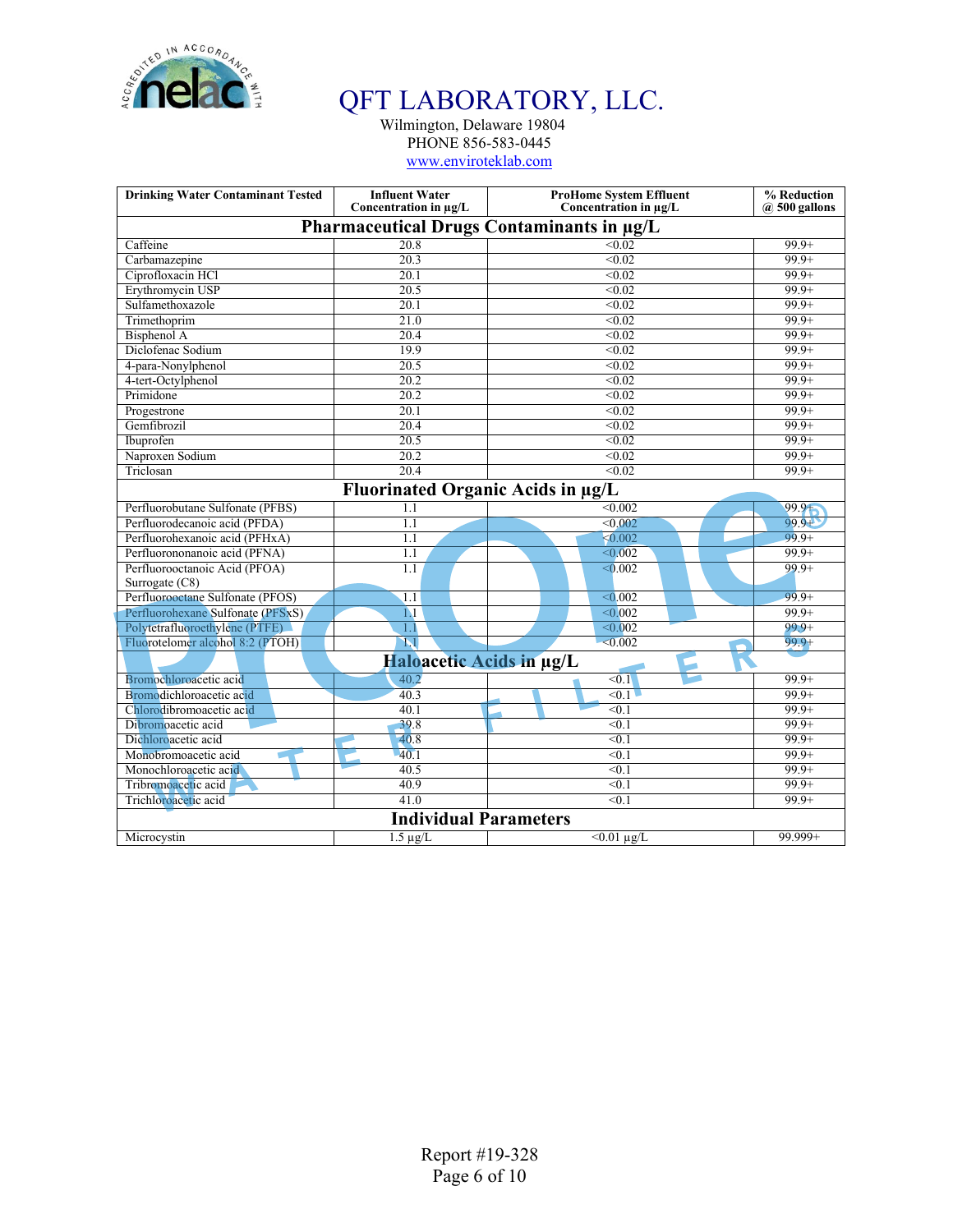# QFT LABORATORY, LLC.

Wilmington, Delaware 19804
PHONE 856-583-0445
www.enviroteklab.com

| Drinking Water Contaminant Tested | Influent Water Concentration in µg/L | ProHome System Effluent Concentration in µg/L | % Reduction @ 500 gallons |
|---|---|---|---|
| **Pharmaceutical Drugs Contaminants in µg/L** | | | |
| Caffeine | 20.8 | <0.02 | 99.9+ |
| Carbamazepine | 20.3 | <0.02 | 99.9+ |
| Ciprofloxacin HCl | 20.1 | <0.02 | 99.9+ |
| Erythromycin USP | 20.5 | <0.02 | 99.9+ |
| Sulfamethoxazole | 20.1 | <0.02 | 99.9+ |
| Trimethoprim | 21.0 | <0.02 | 99.9+ |
| Bisphenol A | 20.4 | <0.02 | 99.9+ |
| Diclofenac Sodium | 19.9 | <0.02 | 99.9+ |
| 4-para-Nonylphenol | 20.5 | <0.02 | 99.9+ |
| 4-tert-Octylphenol | 20.2 | <0.02 | 99.9+ |
| Primidone | 20.2 | <0.02 | 99.9+ |
| Progestrone | 20.1 | <0.02 | 99.9+ |
| Gemfibrozil | 20.4 | <0.02 | 99.9+ |
| Ibuprofen | 20.5 | <0.02 | 99.9+ |
| Naproxen Sodium | 20.2 | <0.02 | 99.9+ |
| Triclosan | 20.4 | <0.02 | 99.9+ |
| **Fluorinated Organic Acids in µg/L** | | | |
| Perfluorobutane Sulfonate (PFBS) | 1.1 | <0.002 | 99.9+ |
| Perfluorodecanoic acid (PFDA) | 1.1 | <0.002 | 99.9+ |
| Perfluorohexanoic acid (PFHxA) | 1.1 | <0.002 | 99.9+ |
| Perfluorononanoic acid (PFNA) | 1.1 | <0.002 | 99.9+ |
| Perfluorooctanoic Acid (PFOA) Surrogate (C8) | 1.1 | <0.002 | 99.9+ |
| Perfluorooctane Sulfonate (PFOS) | 1.1 | <0.002 | 99.9+ |
| Perfluorohexane Sulfonate (PFSxS) | 1.1 | <0.002 | 99.9+ |
| Polytetrafluoroethylene (PTFE) | 1.1 | <0.002 | 99.9+ |
| Fluorotelomer alcohol 8:2 (PTOH) | 1.1 | <0.002 | 99.9+ |
| **Haloacetic Acids in µg/L** | | | |
| Bromochloroacetic acid | 40.2 | <0.1 | 99.9+ |
| Bromodichloroacetic acid | 40.3 | <0.1 | 99.9+ |
| Chlorodibromoacetic acid | 40.1 | <0.1 | 99.9+ |
| Dibromoacetic acid | 39.8 | <0.1 | 99.9+ |
| Dichloroacetic acid | 40.8 | <0.1 | 99.9+ |
| Monobromoacetic acid | 40.1 | <0.1 | 99.9+ |
| Monochloroacetic acid | 40.5 | <0.1 | 99.9+ |
| Tribromoacetic acid | 40.9 | <0.1 | 99.9+ |
| Trichloroacetic acid | 41.0 | <0.1 | 99.9+ |
| **Individual Parameters** | | | |
| Microcystin | 1.5 µg/L | <0.01 µg/L | 99.999+ |

Report #19-328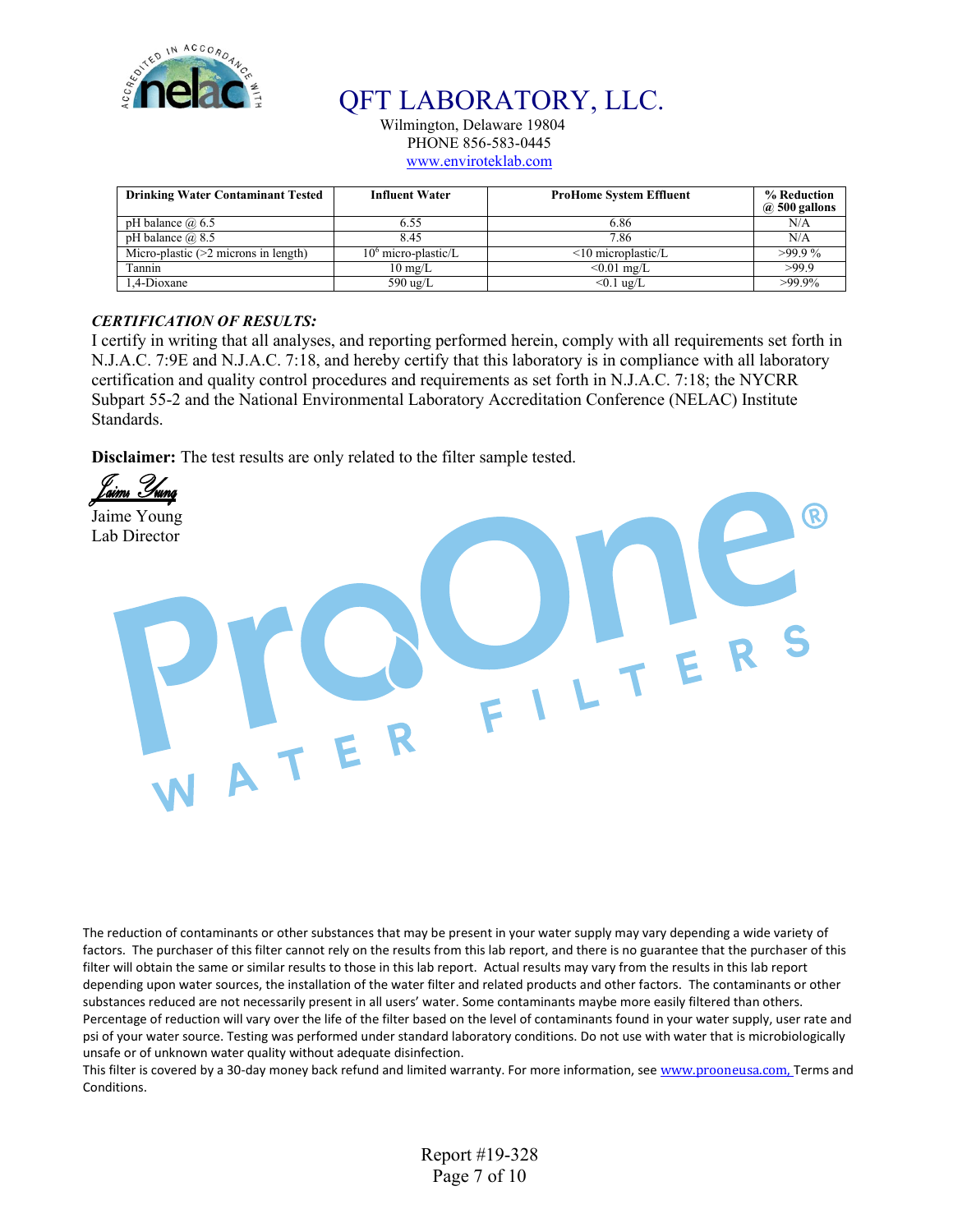# QFT LABORATORY, LLC.

Wilmington, Delaware 19804
PHONE 856-583-0445
www.enviroteklab.com

| Drinking Water Contaminant Tested | Influent Water | ProHome System Effluent | % Reduction @ 500 gallons |
|---|---|---|---|
| pH balance @ 6.5 | 6.55 | 6.86 | N/A |
| pH balance @ 8.5 | 8.45 | 7.86 | N/A |
| Micro-plastic (>2 microns in length) | $10^6$ micro-plastic/L | <10 microplastic/L | >99.9 % |
| Tannin | 10 mg/L | <0.01 mg/L | >99.9 |
| 1,4-Dioxane | 590 ug/L | <0.1 ug/L | >99.9% |

***CERTIFICATION OF RESULTS:***

I certify in writing that all analyses, and reporting performed herein, comply with all requirements set forth in N.J.A.C. 7:9E and N.J.A.C. 7:18, and hereby certify that this laboratory is in compliance with all laboratory certification and quality control procedures and requirements as set forth in N.J.A.C. 7:18; the NYCRR Subpart 55-2 and the National Environmental Laboratory Accreditation Conference (NELAC) Institute Standards.

**Disclaimer:** The test results are only related to the filter sample tested.

Jaime Young
Lab Director

The reduction of contaminants or other substances that may be present in your water supply may vary depending a wide variety of factors. The purchaser of this filter cannot rely on the results from this lab report, and there is no guarantee that the purchaser of this filter will obtain the same or similar results to those in this lab report. Actual results may vary from the results in this lab report depending upon water sources, the installation of the water filter and related products and other factors. The contaminants or other substances reduced are not necessarily present in all users' water. Some contaminants maybe more easily filtered than others. Percentage of reduction will vary over the life of the filter based on the level of contaminants found in your water supply, user rate and psi of your water source. Testing was performed under standard laboratory conditions. Do not use with water that is microbiologically unsafe or of unknown water quality without adequate disinfection.
This filter is covered by a 30-day money back refund and limited warranty. For more information, see www.prooneusa.com, Terms and Conditions.

Report #19-328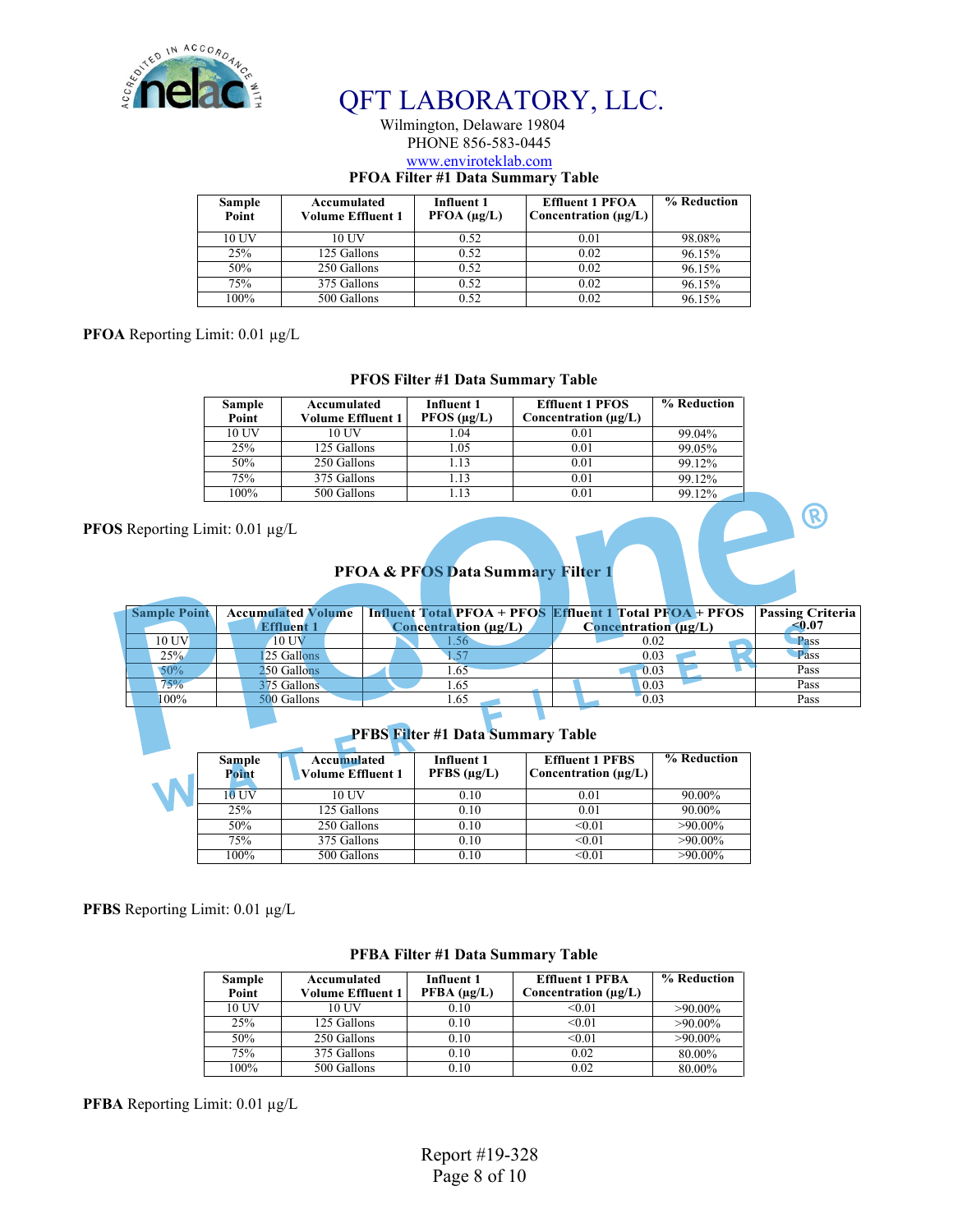# QFT LABORATORY, LLC.

Wilmington, Delaware 19804
PHONE 856-583-0445
www.enviroteklab.com

### PFOA Filter #1 Data Summary Table

| Sample Point | Accumulated Volume Effluent 1 | Influent 1 PFOA (µg/L) | Effluent 1 PFOA Concentration (µg/L) | % Reduction |
|---|---|---|---|---|
| 10 UV | 10 UV | 0.52 | 0.01 | 98.08% |
| 25% | 125 Gallons | 0.52 | 0.02 | 96.15% |
| 50% | 250 Gallons | 0.52 | 0.02 | 96.15% |
| 75% | 375 Gallons | 0.52 | 0.02 | 96.15% |
| 100% | 500 Gallons | 0.52 | 0.02 | 96.15% |

**PFOA** Reporting Limit: 0.01 µg/L

### PFOS Filter #1 Data Summary Table

| Sample Point | Accumulated Volume Effluent 1 | Influent 1 PFOS (µg/L) | Effluent 1 PFOS Concentration (µg/L) | % Reduction |
|---|---|---|---|---|
| 10 UV | 10 UV | 1.04 | 0.01 | 99.04% |
| 25% | 125 Gallons | 1.05 | 0.01 | 99.05% |
| 50% | 250 Gallons | 1.13 | 0.01 | 99.12% |
| 75% | 375 Gallons | 1.13 | 0.01 | 99.12% |
| 100% | 500 Gallons | 1.13 | 0.01 | 99.12% |

**PFOS** Reporting Limit: 0.01 µg/L

### PFOA & PFOS Data Summary Filter 1

| Sample Point | Accumulated Volume Effluent 1 | Influent Total PFOA + PFOS Concentration (µg/L) | Effluent 1 Total PFOA + PFOS Concentration (µg/L) | Passing Criteria ≤0.07 |
|---|---|---|---|---|
| 10 UV | 10 UV | 1.56 | 0.02 | Pass |
| 25% | 125 Gallons | 1.57 | 0.03 | Pass |
| 50% | 250 Gallons | 1.65 | 0.03 | Pass |
| 75% | 375 Gallons | 1.65 | 0.03 | Pass |
| 100% | 500 Gallons | 1.65 | 0.03 | Pass |

### PFBS Filter #1 Data Summary Table

| Sample Point | Accumulated Volume Effluent 1 | Influent 1 PFBS (µg/L) | Effluent 1 PFBS Concentration (µg/L) | % Reduction |
|---|---|---|---|---|
| 10 UV | 10 UV | 0.10 | 0.01 | 90.00% |
| 25% | 125 Gallons | 0.10 | 0.01 | 90.00% |
| 50% | 250 Gallons | 0.10 | <0.01 | >90.00% |
| 75% | 375 Gallons | 0.10 | <0.01 | >90.00% |
| 100% | 500 Gallons | 0.10 | <0.01 | >90.00% |

**PFBS** Reporting Limit: 0.01 µg/L

### PFBA Filter #1 Data Summary Table

| Sample Point | Accumulated Volume Effluent 1 | Influent 1 PFBA (µg/L) | Effluent 1 PFBA Concentration (µg/L) | % Reduction |
|---|---|---|---|---|
| 10 UV | 10 UV | 0.10 | <0.01 | >90.00% |
| 25% | 125 Gallons | 0.10 | <0.01 | >90.00% |
| 50% | 250 Gallons | 0.10 | <0.01 | >90.00% |
| 75% | 375 Gallons | 0.10 | 0.02 | 80.00% |
| 100% | 500 Gallons | 0.10 | 0.02 | 80.00% |

**PFBA** Reporting Limit: 0.01 µg/L

Report #19-328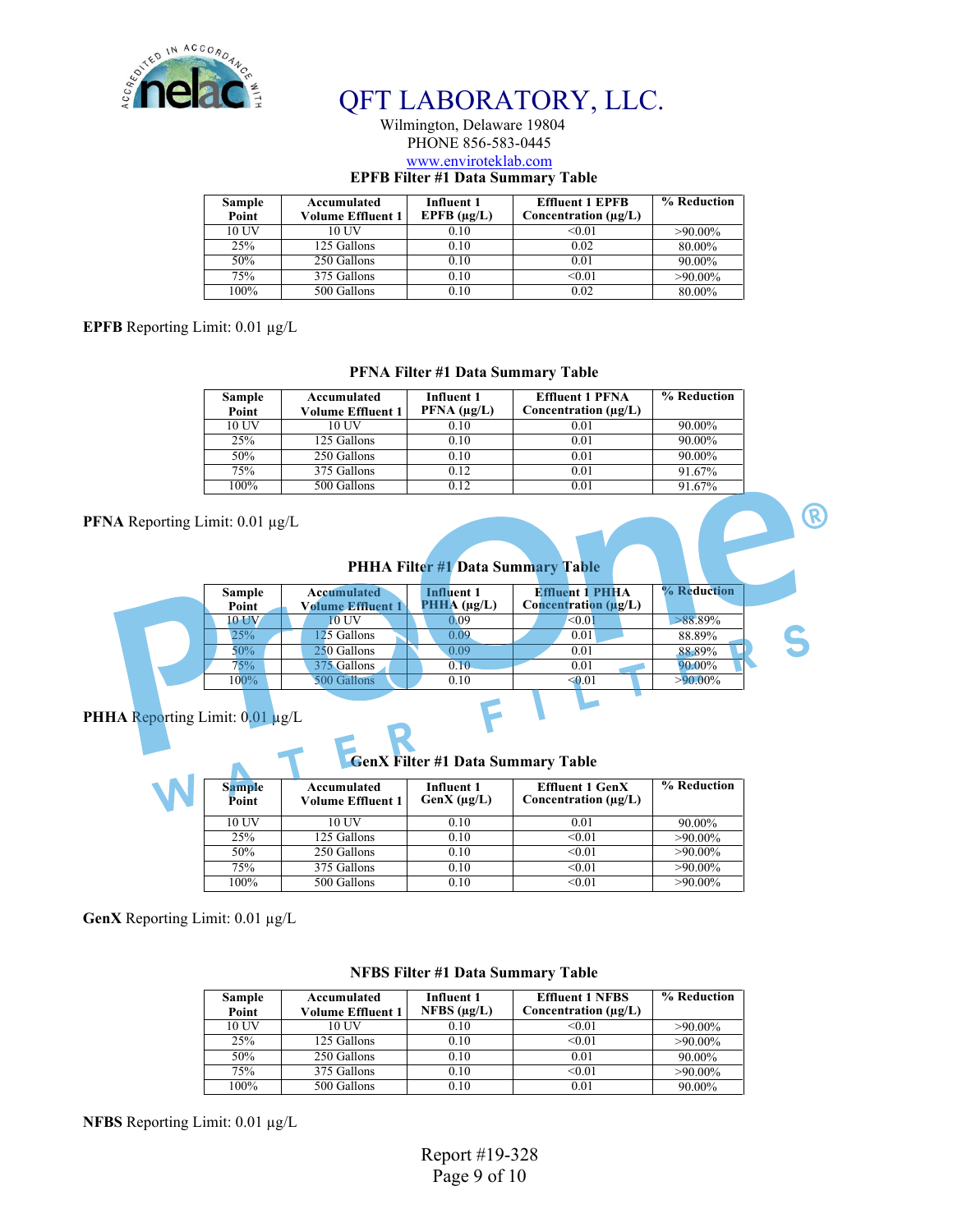# QFT LABORATORY, LLC.

Wilmington, Delaware 19804
PHONE 856-583-0445
www.enviroteklab.com

### EPFB Filter #1 Data Summary Table

| Sample Point | Accumulated Volume Effluent 1 | Influent 1 EPFB (µg/L) | Effluent 1 EPFB Concentration (µg/L) | % Reduction |
|---|---|---|---|---|
| 10 UV | 10 UV | 0.10 | <0.01 | >90.00% |
| 25% | 125 Gallons | 0.10 | 0.02 | 80.00% |
| 50% | 250 Gallons | 0.10 | 0.01 | 90.00% |
| 75% | 375 Gallons | 0.10 | <0.01 | >90.00% |
| 100% | 500 Gallons | 0.10 | 0.02 | 80.00% |

**EPFB** Reporting Limit: 0.01 µg/L

### PFNA Filter #1 Data Summary Table

| Sample Point | Accumulated Volume Effluent 1 | Influent 1 PFNA (µg/L) | Effluent 1 PFNA Concentration (µg/L) | % Reduction |
|---|---|---|---|---|
| 10 UV | 10 UV | 0.10 | 0.01 | 90.00% |
| 25% | 125 Gallons | 0.10 | 0.01 | 90.00% |
| 50% | 250 Gallons | 0.10 | 0.01 | 90.00% |
| 75% | 375 Gallons | 0.12 | 0.01 | 91.67% |
| 100% | 500 Gallons | 0.12 | 0.01 | 91.67% |

**PFNA** Reporting Limit: 0.01 µg/L

### PHHA Filter #1 Data Summary Table

| Sample Point | Accumulated Volume Effluent 1 | Influent 1 PHHA (µg/L) | Effluent 1 PHHA Concentration (µg/L) | % Reduction |
|---|---|---|---|---|
| 10 UV | 10 UV | 0.09 | <0.01 | >88.89% |
| 25% | 125 Gallons | 0.09 | 0.01 | 88.89% |
| 50% | 250 Gallons | 0.09 | 0.01 | 88.89% |
| 75% | 375 Gallons | 0.10 | 0.01 | 90.00% |
| 100% | 500 Gallons | 0.10 | <0.01 | >90.00% |

**PHHA** Reporting Limit: 0.01 µg/L

### GenX Filter #1 Data Summary Table

| Sample Point | Accumulated Volume Effluent 1 | Influent 1 GenX (µg/L) | Effluent 1 GenX Concentration (µg/L) | % Reduction |
|---|---|---|---|---|
| 10 UV | 10 UV | 0.10 | 0.01 | 90.00% |
| 25% | 125 Gallons | 0.10 | <0.01 | >90.00% |
| 50% | 250 Gallons | 0.10 | <0.01 | >90.00% |
| 75% | 375 Gallons | 0.10 | <0.01 | >90.00% |
| 100% | 500 Gallons | 0.10 | <0.01 | >90.00% |

**GenX** Reporting Limit: 0.01 µg/L

### NFBS Filter #1 Data Summary Table

| Sample Point | Accumulated Volume Effluent 1 | Influent 1 NFBS (µg/L) | Effluent 1 NFBS Concentration (µg/L) | % Reduction |
|---|---|---|---|---|
| 10 UV | 10 UV | 0.10 | <0.01 | >90.00% |
| 25% | 125 Gallons | 0.10 | <0.01 | >90.00% |
| 50% | 250 Gallons | 0.10 | 0.01 | 90.00% |
| 75% | 375 Gallons | 0.10 | <0.01 | >90.00% |
| 100% | 500 Gallons | 0.10 | 0.01 | 90.00% |

**NFBS** Reporting Limit: 0.01 µg/L

Report #19-328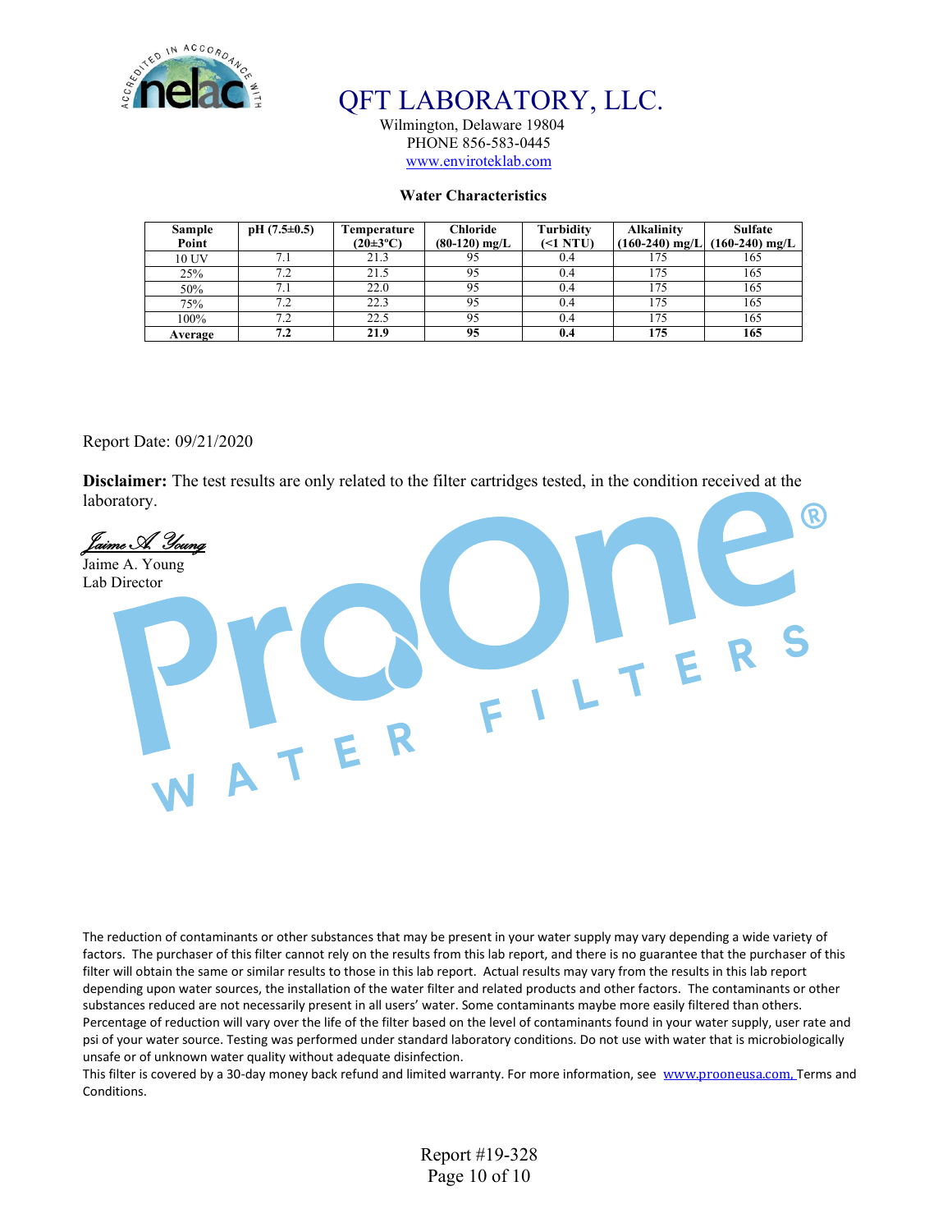# QFT LABORATORY, LLC.

Wilmington, Delaware 19804
PHONE 856-583-0445
www.enviroteklab.com

**Water Characteristics**

| Sample Point | pH (7.5±0.5) | Temperature (20±3°C) | Chloride (80-120) mg/L | Turbidity (<1 NTU) | Alkalinity (160-240) mg/L | Sulfate (160-240) mg/L |
|---|---|---|---|---|---|---|
| 10 UV | 7.1 | 21.3 | 95 | 0.4 | 175 | 165 |
| 25% | 7.2 | 21.5 | 95 | 0.4 | 175 | 165 |
| 50% | 7.1 | 22.0 | 95 | 0.4 | 175 | 165 |
| 75% | 7.2 | 22.3 | 95 | 0.4 | 175 | 165 |
| 100% | 7.2 | 22.5 | 95 | 0.4 | 175 | 165 |
| **Average** | **7.2** | **21.9** | **95** | **0.4** | **175** | **165** |

Report Date: 09/21/2020

**Disclaimer:** The test results are only related to the filter cartridges tested, in the condition received at the laboratory.

*Jaime A. Young*
Jaime A. Young
Lab Director

The reduction of contaminants or other substances that may be present in your water supply may vary depending a wide variety of factors. The purchaser of this filter cannot rely on the results from this lab report, and there is no guarantee that the purchaser of this filter will obtain the same or similar results to those in this lab report. Actual results may vary from the results in this lab report depending upon water sources, the installation of the water filter and related products and other factors. The contaminants or other substances reduced are not necessarily present in all users' water. Some contaminants maybe more easily filtered than others. Percentage of reduction will vary over the life of the filter based on the level of contaminants found in your water supply, user rate and psi of your water source. Testing was performed under standard laboratory conditions. Do not use with water that is microbiologically unsafe or of unknown water quality without adequate disinfection.
This filter is covered by a 30-day money back refund and limited warranty. For more information, see www.prooneusa.com, Terms and Conditions.

Report #19-328